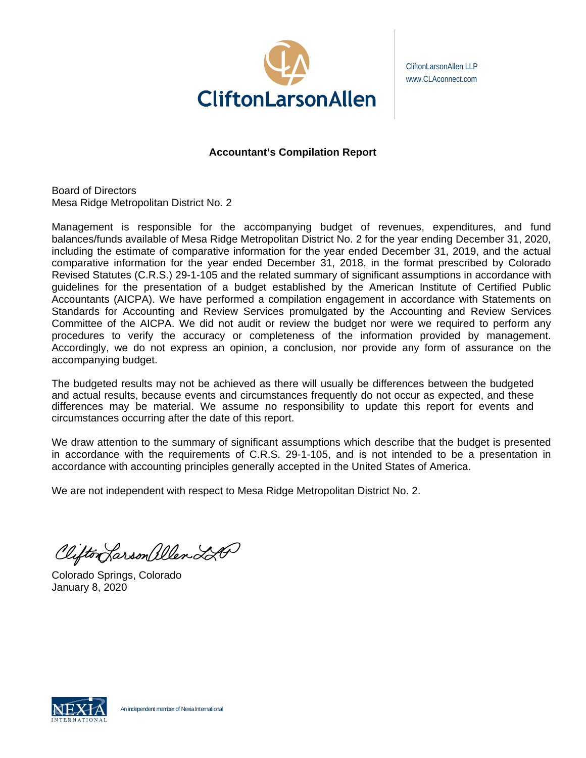CliftonLarsonAllen LLP
www.CLAconnect.com

## Accountant's Compilation Report

Board of Directors
Mesa Ridge Metropolitan District No. 2

Management is responsible for the accompanying budget of revenues, expenditures, and fund balances/funds available of Mesa Ridge Metropolitan District No. 2 for the year ending December 31, 2020, including the estimate of comparative information for the year ended December 31, 2019, and the actual comparative information for the year ended December 31, 2018, in the format prescribed by Colorado Revised Statutes (C.R.S.) 29-1-105 and the related summary of significant assumptions in accordance with guidelines for the presentation of a budget established by the American Institute of Certified Public Accountants (AICPA). We have performed a compilation engagement in accordance with Statements on Standards for Accounting and Review Services promulgated by the Accounting and Review Services Committee of the AICPA. We did not audit or review the budget nor were we required to perform any procedures to verify the accuracy or completeness of the information provided by management. Accordingly, we do not express an opinion, a conclusion, nor provide any form of assurance on the accompanying budget.

The budgeted results may not be achieved as there will usually be differences between the budgeted and actual results, because events and circumstances frequently do not occur as expected, and these differences may be material. We assume no responsibility to update this report for events and circumstances occurring after the date of this report.

We draw attention to the summary of significant assumptions which describe that the budget is presented in accordance with the requirements of C.R.S. 29-1-105, and is not intended to be a presentation in accordance with accounting principles generally accepted in the United States of America.

We are not independent with respect to Mesa Ridge Metropolitan District No. 2.

CliftonLarsonAllen LLP

Colorado Springs, Colorado
January 8, 2020

An independent member of Nexia International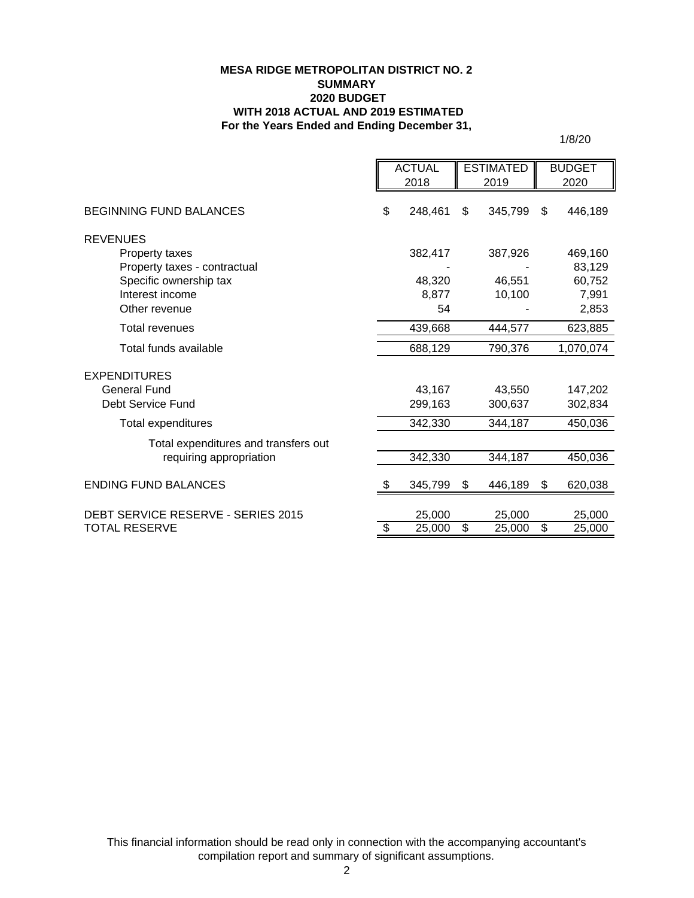**MESA RIDGE METROPOLITAN DISTRICT NO. 2**
**SUMMARY**
**2020 BUDGET**
**WITH 2018 ACTUAL AND 2019 ESTIMATED**
**For the Years Ended and Ending December 31,**

1/8/20

| | ACTUAL 2018 | ESTIMATED 2019 | BUDGET 2020 |
|---|---|---|---|
| BEGINNING FUND BALANCES | $ 248,461 | $ 345,799 | $ 446,189 |
| REVENUES | | | |
| Property taxes | 382,417 | 387,926 | 469,160 |
| Property taxes - contractual | - | - | 83,129 |
| Specific ownership tax | 48,320 | 46,551 | 60,752 |
| Interest income | 8,877 | 10,100 | 7,991 |
| Other revenue | 54 | - | 2,853 |
| Total revenues | 439,668 | 444,577 | 623,885 |
| Total funds available | 688,129 | 790,376 | 1,070,074 |
| EXPENDITURES | | | |
| General Fund | 43,167 | 43,550 | 147,202 |
| Debt Service Fund | 299,163 | 300,637 | 302,834 |
| Total expenditures | 342,330 | 344,187 | 450,036 |
| Total expenditures and transfers out requiring appropriation | 342,330 | 344,187 | 450,036 |
| ENDING FUND BALANCES | $ 345,799 | $ 446,189 | $ 620,038 |
| DEBT SERVICE RESERVE - SERIES 2015 | 25,000 | 25,000 | 25,000 |
| TOTAL RESERVE | $ 25,000 | $ 25,000 | $ 25,000 |

This financial information should be read only in connection with the accompanying accountant's compilation report and summary of significant assumptions.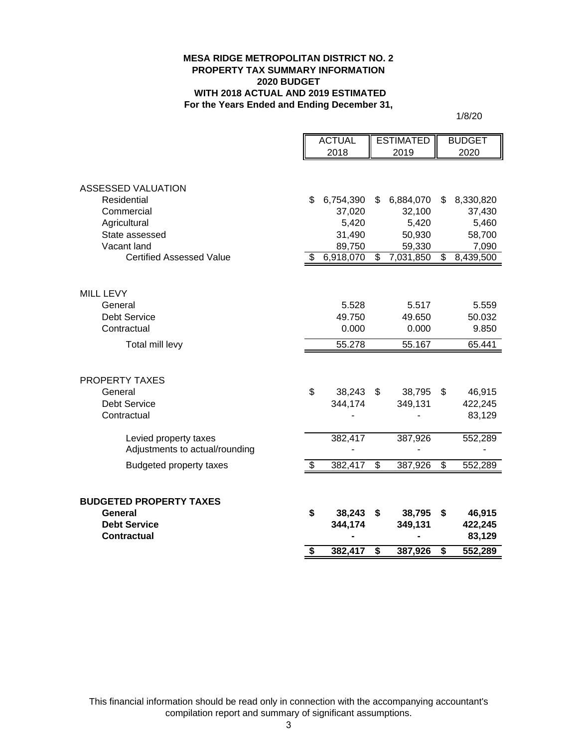**MESA RIDGE METROPOLITAN DISTRICT NO. 2**
**PROPERTY TAX SUMMARY INFORMATION**
**2020 BUDGET**
**WITH 2018 ACTUAL AND 2019 ESTIMATED**
**For the Years Ended and Ending December 31,**

1/8/20

| | ACTUAL 2018 | ESTIMATED 2019 | BUDGET 2020 |
|---|---|---|---|
| ASSESSED VALUATION | | | |
| Residential | $ 6,754,390 | $ 6,884,070 | $ 8,330,820 |
| Commercial | 37,020 | 32,100 | 37,430 |
| Agricultural | 5,420 | 5,420 | 5,460 |
| State assessed | 31,490 | 50,930 | 58,700 |
| Vacant land | 89,750 | 59,330 | 7,090 |
| Certified Assessed Value | $ 6,918,070 | $ 7,031,850 | $ 8,439,500 |
| | | | |
| MILL LEVY | | | |
| General | 5.528 | 5.517 | 5.559 |
| Debt Service | 49.750 | 49.650 | 50.032 |
| Contractual | 0.000 | 0.000 | 9.850 |
| Total mill levy | 55.278 | 55.167 | 65.441 |
| | | | |
| PROPERTY TAXES | | | |
| General | $ 38,243 | $ 38,795 | $ 46,915 |
| Debt Service | 344,174 | 349,131 | 422,245 |
| Contractual | - | - | 83,129 |
| Levied property taxes | 382,417 | 387,926 | 552,289 |
| Adjustments to actual/rounding | - | - | - |
| Budgeted property taxes | $ 382,417 | $ 387,926 | $ 552,289 |
| | | | |
| **BUDGETED PROPERTY TAXES** | | | |
| **General** | **$ 38,243** | **$ 38,795** | **$ 46,915** |
| **Debt Service** | **344,174** | **349,131** | **422,245** |
| **Contractual** | **-** | **-** | **83,129** |
| | **$ 382,417** | **$ 387,926** | **$ 552,289** |

This financial information should be read only in connection with the accompanying accountant's compilation report and summary of significant assumptions.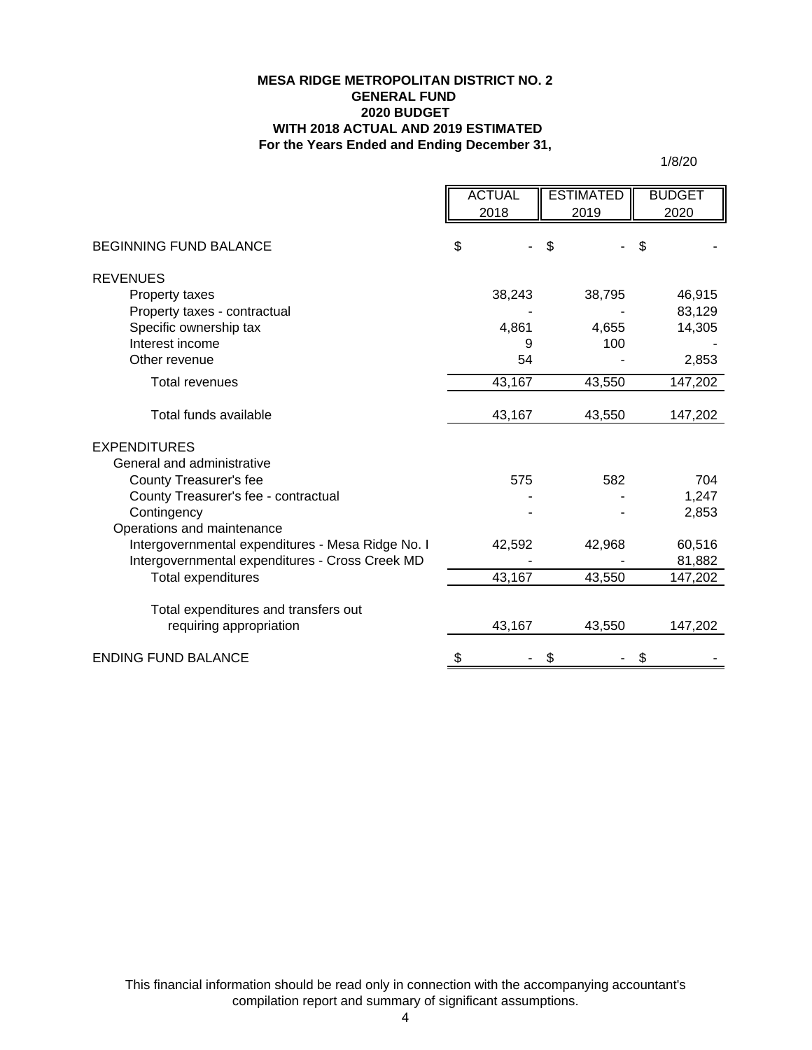**MESA RIDGE METROPOLITAN DISTRICT NO. 2**
**GENERAL FUND**
**2020 BUDGET**
**WITH 2018 ACTUAL AND 2019 ESTIMATED**
**For the Years Ended and Ending December 31,**

1/8/20

| | ACTUAL 2018 | ESTIMATED 2019 | BUDGET 2020 |
|---|---|---|---|
| BEGINNING FUND BALANCE | $ - | $ - | $ - |
| REVENUES | | | |
| Property taxes | 38,243 | 38,795 | 46,915 |
| Property taxes - contractual | - | - | 83,129 |
| Specific ownership tax | 4,861 | 4,655 | 14,305 |
| Interest income | 9 | 100 | - |
| Other revenue | 54 | - | 2,853 |
| Total revenues | 43,167 | 43,550 | 147,202 |
| Total funds available | 43,167 | 43,550 | 147,202 |
| EXPENDITURES | | | |
| General and administrative | | | |
| County Treasurer's fee | 575 | 582 | 704 |
| County Treasurer's fee - contractual | - | - | 1,247 |
| Contingency | - | - | 2,853 |
| Operations and maintenance | | | |
| Intergovernmental expenditures - Mesa Ridge No. I | 42,592 | 42,968 | 60,516 |
| Intergovernmental expenditures - Cross Creek MD | - | - | 81,882 |
| Total expenditures | 43,167 | 43,550 | 147,202 |
| Total expenditures and transfers out requiring appropriation | 43,167 | 43,550 | 147,202 |
| ENDING FUND BALANCE | $ - | $ - | $ - |

This financial information should be read only in connection with the accompanying accountant's compilation report and summary of significant assumptions.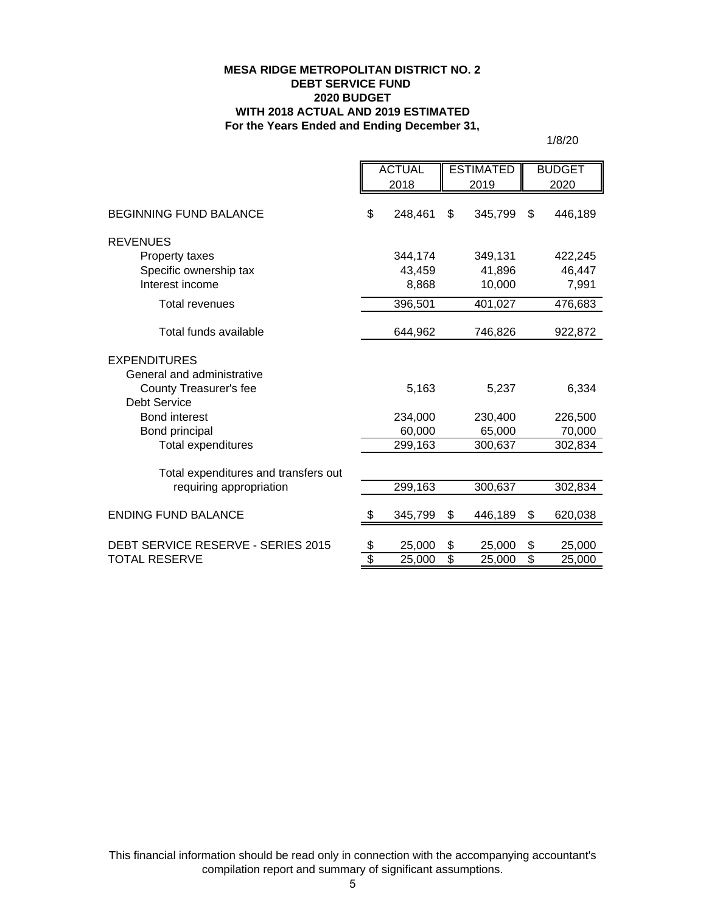**MESA RIDGE METROPOLITAN DISTRICT NO. 2**
**DEBT SERVICE FUND**
**2020 BUDGET**
**WITH 2018 ACTUAL AND 2019 ESTIMATED**
**For the Years Ended and Ending December 31,**

1/8/20

| | ACTUAL 2018 | ESTIMATED 2019 | BUDGET 2020 |
|---|---|---|---|
| BEGINNING FUND BALANCE | $ 248,461 | $ 345,799 | $ 446,189 |
| REVENUES | | | |
| Property taxes | 344,174 | 349,131 | 422,245 |
| Specific ownership tax | 43,459 | 41,896 | 46,447 |
| Interest income | 8,868 | 10,000 | 7,991 |
| Total revenues | 396,501 | 401,027 | 476,683 |
| Total funds available | 644,962 | 746,826 | 922,872 |
| EXPENDITURES | | | |
| General and administrative | | | |
| County Treasurer's fee | 5,163 | 5,237 | 6,334 |
| Debt Service | | | |
| Bond interest | 234,000 | 230,400 | 226,500 |
| Bond principal | 60,000 | 65,000 | 70,000 |
| Total expenditures | 299,163 | 300,637 | 302,834 |
| Total expenditures and transfers out requiring appropriation | 299,163 | 300,637 | 302,834 |
| ENDING FUND BALANCE | $ 345,799 | $ 446,189 | $ 620,038 |
| DEBT SERVICE RESERVE - SERIES 2015 | $ 25,000 | $ 25,000 | $ 25,000 |
| TOTAL RESERVE | $ 25,000 | $ 25,000 | $ 25,000 |

This financial information should be read only in connection with the accompanying accountant's compilation report and summary of significant assumptions.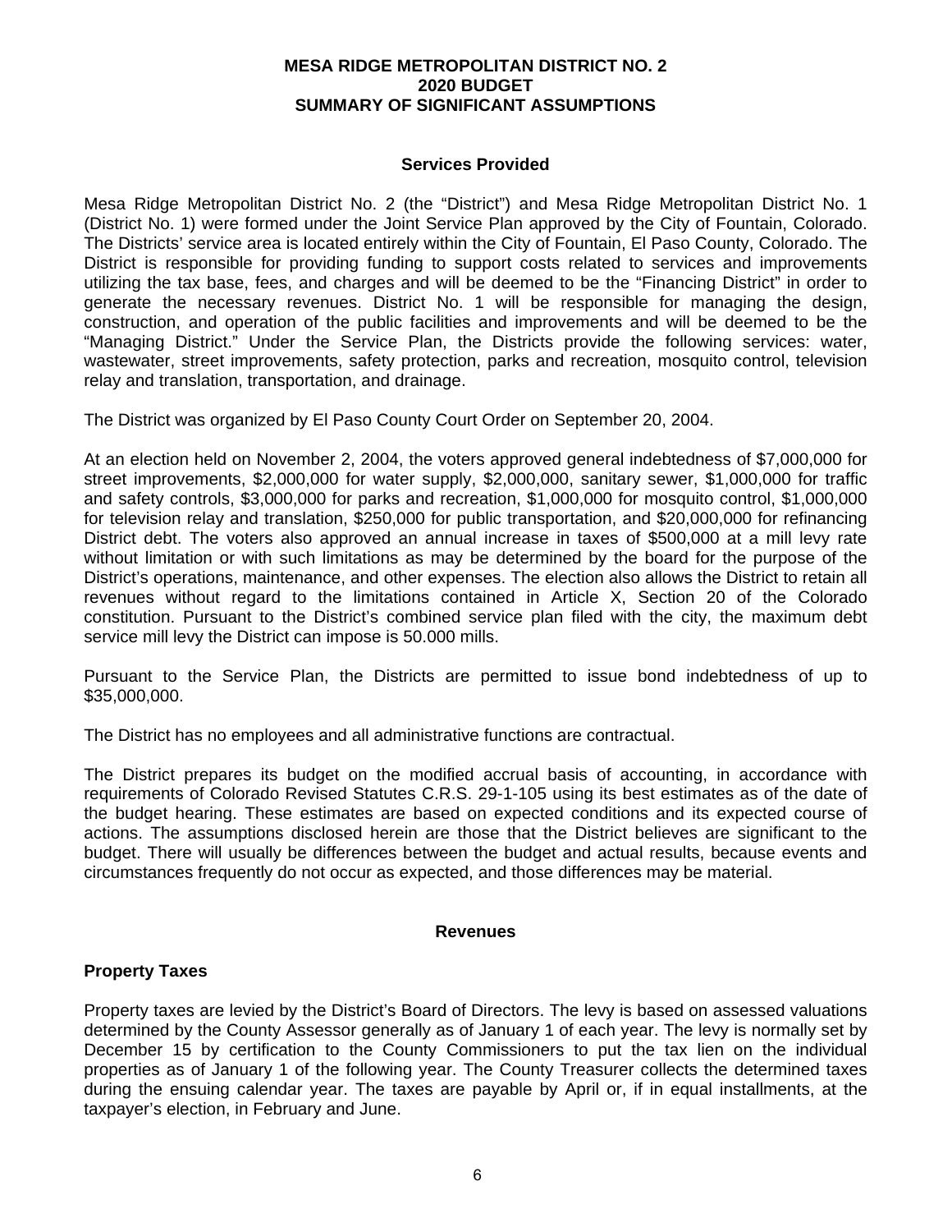# MESA RIDGE METROPOLITAN DISTRICT NO. 2
# 2020 BUDGET
# SUMMARY OF SIGNIFICANT ASSUMPTIONS

## Services Provided

Mesa Ridge Metropolitan District No. 2 (the "District") and Mesa Ridge Metropolitan District No. 1 (District No. 1) were formed under the Joint Service Plan approved by the City of Fountain, Colorado. The Districts' service area is located entirely within the City of Fountain, El Paso County, Colorado. The District is responsible for providing funding to support costs related to services and improvements utilizing the tax base, fees, and charges and will be deemed to be the "Financing District" in order to generate the necessary revenues. District No. 1 will be responsible for managing the design, construction, and operation of the public facilities and improvements and will be deemed to be the "Managing District." Under the Service Plan, the Districts provide the following services: water, wastewater, street improvements, safety protection, parks and recreation, mosquito control, television relay and translation, transportation, and drainage.

The District was organized by El Paso County Court Order on September 20, 2004.

At an election held on November 2, 2004, the voters approved general indebtedness of $7,000,000 for street improvements, $2,000,000 for water supply, $2,000,000, sanitary sewer, $1,000,000 for traffic and safety controls, $3,000,000 for parks and recreation, $1,000,000 for mosquito control, $1,000,000 for television relay and translation, $250,000 for public transportation, and $20,000,000 for refinancing District debt. The voters also approved an annual increase in taxes of $500,000 at a mill levy rate without limitation or with such limitations as may be determined by the board for the purpose of the District's operations, maintenance, and other expenses. The election also allows the District to retain all revenues without regard to the limitations contained in Article X, Section 20 of the Colorado constitution. Pursuant to the District's combined service plan filed with the city, the maximum debt service mill levy the District can impose is 50.000 mills.

Pursuant to the Service Plan, the Districts are permitted to issue bond indebtedness of up to $35,000,000.

The District has no employees and all administrative functions are contractual.

The District prepares its budget on the modified accrual basis of accounting, in accordance with requirements of Colorado Revised Statutes C.R.S. 29-1-105 using its best estimates as of the date of the budget hearing. These estimates are based on expected conditions and its expected course of actions. The assumptions disclosed herein are those that the District believes are significant to the budget. There will usually be differences between the budget and actual results, because events and circumstances frequently do not occur as expected, and those differences may be material.

## Revenues

### Property Taxes

Property taxes are levied by the District's Board of Directors. The levy is based on assessed valuations determined by the County Assessor generally as of January 1 of each year. The levy is normally set by December 15 by certification to the County Commissioners to put the tax lien on the individual properties as of January 1 of the following year. The County Treasurer collects the determined taxes during the ensuing calendar year. The taxes are payable by April or, if in equal installments, at the taxpayer's election, in February and June.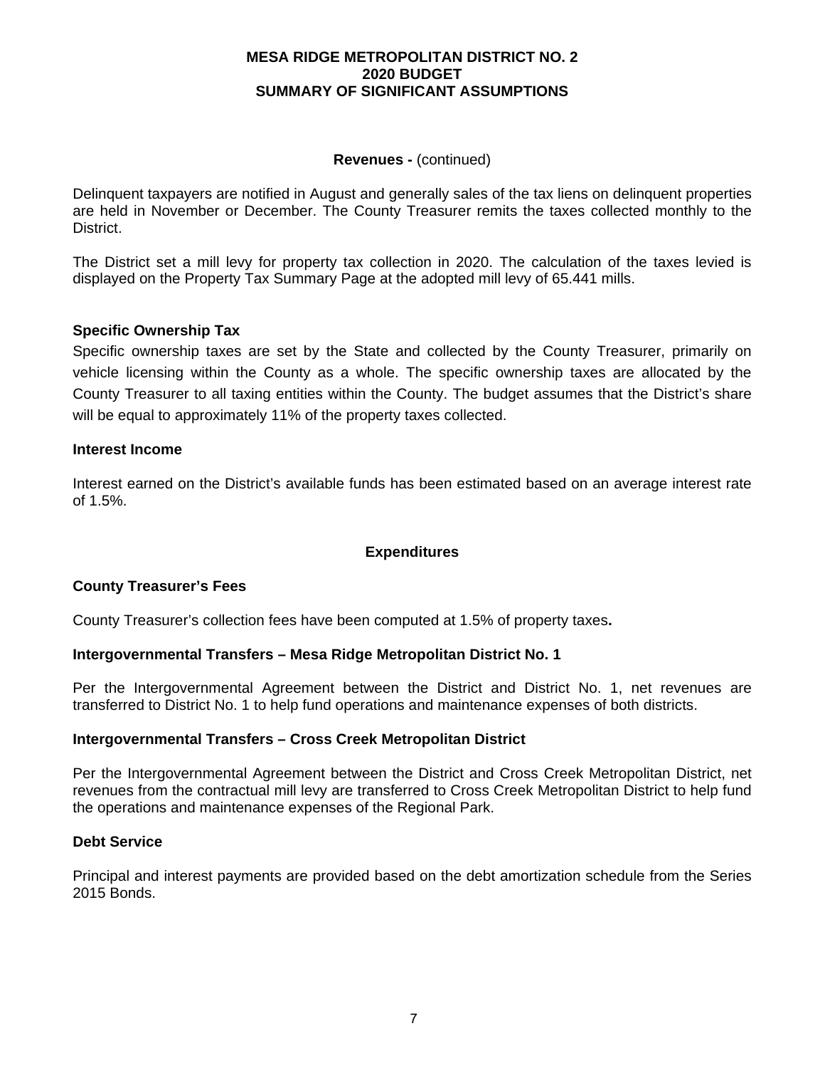# MESA RIDGE METROPOLITAN DISTRICT NO. 2
# 2020 BUDGET
# SUMMARY OF SIGNIFICANT ASSUMPTIONS

**Revenues -** (continued)

Delinquent taxpayers are notified in August and generally sales of the tax liens on delinquent properties are held in November or December. The County Treasurer remits the taxes collected monthly to the District.

The District set a mill levy for property tax collection in 2020. The calculation of the taxes levied is displayed on the Property Tax Summary Page at the adopted mill levy of 65.441 mills.

### Specific Ownership Tax

Specific ownership taxes are set by the State and collected by the County Treasurer, primarily on vehicle licensing within the County as a whole. The specific ownership taxes are allocated by the County Treasurer to all taxing entities within the County. The budget assumes that the District's share will be equal to approximately 11% of the property taxes collected.

### Interest Income

Interest earned on the District's available funds has been estimated based on an average interest rate of 1.5%.

## Expenditures

### County Treasurer's Fees

County Treasurer's collection fees have been computed at 1.5% of property taxes**.**

### Intergovernmental Transfers – Mesa Ridge Metropolitan District No. 1

Per the Intergovernmental Agreement between the District and District No. 1, net revenues are transferred to District No. 1 to help fund operations and maintenance expenses of both districts.

### Intergovernmental Transfers – Cross Creek Metropolitan District

Per the Intergovernmental Agreement between the District and Cross Creek Metropolitan District, net revenues from the contractual mill levy are transferred to Cross Creek Metropolitan District to help fund the operations and maintenance expenses of the Regional Park.

### Debt Service

Principal and interest payments are provided based on the debt amortization schedule from the Series 2015 Bonds.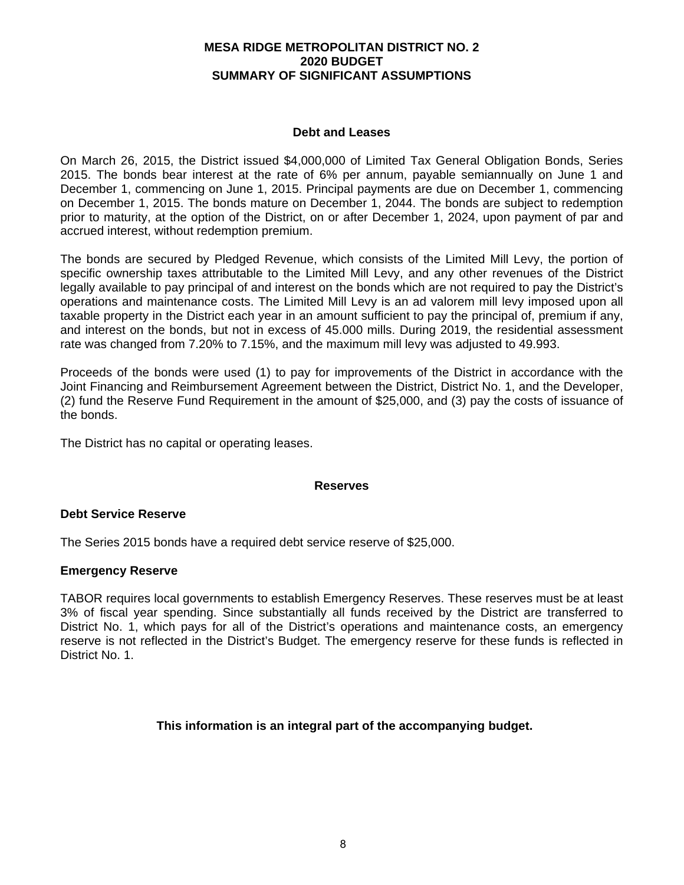# MESA RIDGE METROPOLITAN DISTRICT NO. 2
# 2020 BUDGET
# SUMMARY OF SIGNIFICANT ASSUMPTIONS

## Debt and Leases

On March 26, 2015, the District issued $4,000,000 of Limited Tax General Obligation Bonds, Series 2015. The bonds bear interest at the rate of 6% per annum, payable semiannually on June 1 and December 1, commencing on June 1, 2015. Principal payments are due on December 1, commencing on December 1, 2015. The bonds mature on December 1, 2044. The bonds are subject to redemption prior to maturity, at the option of the District, on or after December 1, 2024, upon payment of par and accrued interest, without redemption premium.

The bonds are secured by Pledged Revenue, which consists of the Limited Mill Levy, the portion of specific ownership taxes attributable to the Limited Mill Levy, and any other revenues of the District legally available to pay principal of and interest on the bonds which are not required to pay the District's operations and maintenance costs. The Limited Mill Levy is an ad valorem mill levy imposed upon all taxable property in the District each year in an amount sufficient to pay the principal of, premium if any, and interest on the bonds, but not in excess of 45.000 mills. During 2019, the residential assessment rate was changed from 7.20% to 7.15%, and the maximum mill levy was adjusted to 49.993.

Proceeds of the bonds were used (1) to pay for improvements of the District in accordance with the Joint Financing and Reimbursement Agreement between the District, District No. 1, and the Developer, (2) fund the Reserve Fund Requirement in the amount of $25,000, and (3) pay the costs of issuance of the bonds.

The District has no capital or operating leases.

## Reserves

### Debt Service Reserve

The Series 2015 bonds have a required debt service reserve of $25,000.

### Emergency Reserve

TABOR requires local governments to establish Emergency Reserves. These reserves must be at least 3% of fiscal year spending. Since substantially all funds received by the District are transferred to District No. 1, which pays for all of the District's operations and maintenance costs, an emergency reserve is not reflected in the District's Budget. The emergency reserve for these funds is reflected in District No. 1.

**This information is an integral part of the accompanying budget.**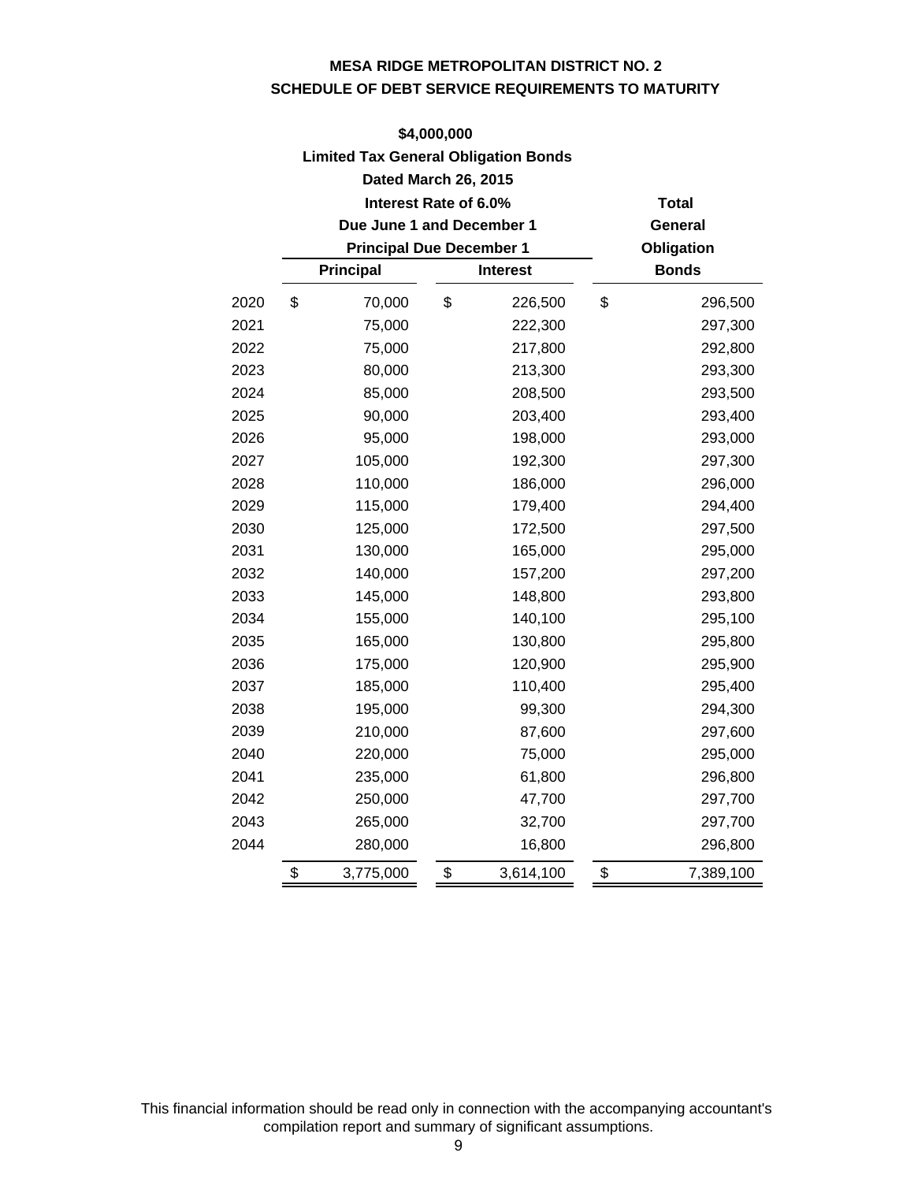# MESA RIDGE METROPOLITAN DISTRICT NO. 2

## SCHEDULE OF DEBT SERVICE REQUIREMENTS TO MATURITY

| | $4,000,000 Limited Tax General Obligation Bonds Dated March 26, 2015 Interest Rate of 6.0% Due June 1 and December 1 Principal Due December 1 | | Total General Obligation Bonds |
|---|---|---|---|
| | Principal | Interest | |
| 2020 | $ 70,000 | $ 226,500 | $ 296,500 |
| 2021 | 75,000 | 222,300 | 297,300 |
| 2022 | 75,000 | 217,800 | 292,800 |
| 2023 | 80,000 | 213,300 | 293,300 |
| 2024 | 85,000 | 208,500 | 293,500 |
| 2025 | 90,000 | 203,400 | 293,400 |
| 2026 | 95,000 | 198,000 | 293,000 |
| 2027 | 105,000 | 192,300 | 297,300 |
| 2028 | 110,000 | 186,000 | 296,000 |
| 2029 | 115,000 | 179,400 | 294,400 |
| 2030 | 125,000 | 172,500 | 297,500 |
| 2031 | 130,000 | 165,000 | 295,000 |
| 2032 | 140,000 | 157,200 | 297,200 |
| 2033 | 145,000 | 148,800 | 293,800 |
| 2034 | 155,000 | 140,100 | 295,100 |
| 2035 | 165,000 | 130,800 | 295,800 |
| 2036 | 175,000 | 120,900 | 295,900 |
| 2037 | 185,000 | 110,400 | 295,400 |
| 2038 | 195,000 | 99,300 | 294,300 |
| 2039 | 210,000 | 87,600 | 297,600 |
| 2040 | 220,000 | 75,000 | 295,000 |
| 2041 | 235,000 | 61,800 | 296,800 |
| 2042 | 250,000 | 47,700 | 297,700 |
| 2043 | 265,000 | 32,700 | 297,700 |
| 2044 | 280,000 | 16,800 | 296,800 |
| | $ 3,775,000 | $ 3,614,100 | $ 7,389,100 |

This financial information should be read only in connection with the accompanying accountant's compilation report and summary of significant assumptions.